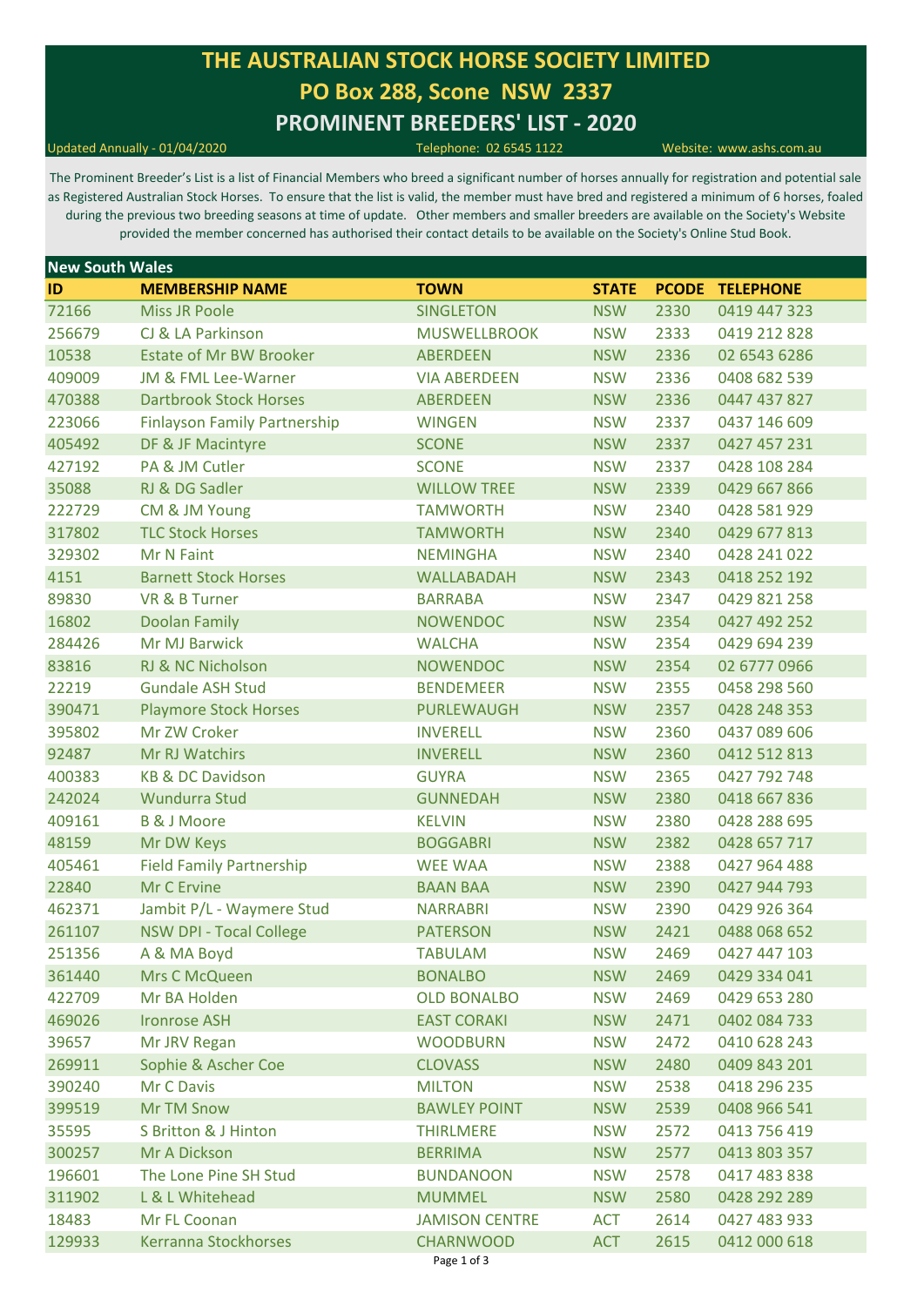# THE AUSTRALIAN STOCK HORSE SOCIETY LIMITED

## PO Box 288, Scone NSW 2337

## PROMINENT BREEDERS' LIST - 2020

Updated Annually - 01/04/2020 Telephone: 02 6545 1122 Website: www.ashs.com.au

The Prominent Breeder's List is a list of Financial Members who breed a significant number of horses annually for registration and potential sale as Registered Australian Stock Horses. To ensure that the list is valid, the member must have bred and registered a minimum of 6 horses, foaled during the previous two breeding seasons at time of update. Other members and smaller breeders are available on the Society's Website provided the member concerned has authorised their contact details to be available on the Society's Online Stud Book.

### New South Wales

| ID | MEMBERSHIP NAME | TOWN | STATE | PCODE | TELEPHONE |
|---|---|---|---|---|---|
| 72166 | Miss JR Poole | SINGLETON | NSW | 2330 | 0419 447 323 |
| 256679 | CJ & LA Parkinson | MUSWELLBROOK | NSW | 2333 | 0419 212 828 |
| 10538 | Estate of Mr BW Brooker | ABERDEEN | NSW | 2336 | 02 6543 6286 |
| 409009 | JM & FML Lee-Warner | VIA ABERDEEN | NSW | 2336 | 0408 682 539 |
| 470388 | Dartbrook Stock Horses | ABERDEEN | NSW | 2336 | 0447 437 827 |
| 223066 | Finlayson Family Partnership | WINGEN | NSW | 2337 | 0437 146 609 |
| 405492 | DF & JF Macintyre | SCONE | NSW | 2337 | 0427 457 231 |
| 427192 | PA & JM Cutler | SCONE | NSW | 2337 | 0428 108 284 |
| 35088 | RJ & DG Sadler | WILLOW TREE | NSW | 2339 | 0429 667 866 |
| 222729 | CM & JM Young | TAMWORTH | NSW | 2340 | 0428 581 929 |
| 317802 | TLC Stock Horses | TAMWORTH | NSW | 2340 | 0429 677 813 |
| 329302 | Mr N Faint | NEMINGHA | NSW | 2340 | 0428 241 022 |
| 4151 | Barnett Stock Horses | WALLABADAH | NSW | 2343 | 0418 252 192 |
| 89830 | VR & B Turner | BARRABA | NSW | 2347 | 0429 821 258 |
| 16802 | Doolan Family | NOWENDOC | NSW | 2354 | 0427 492 252 |
| 284426 | Mr MJ Barwick | WALCHA | NSW | 2354 | 0429 694 239 |
| 83816 | RJ & NC Nicholson | NOWENDOC | NSW | 2354 | 02 6777 0966 |
| 22219 | Gundale ASH Stud | BENDEMEER | NSW | 2355 | 0458 298 560 |
| 390471 | Playmore Stock Horses | PURLEWAUGH | NSW | 2357 | 0428 248 353 |
| 395802 | Mr ZW Croker | INVERELL | NSW | 2360 | 0437 089 606 |
| 92487 | Mr RJ Watchirs | INVERELL | NSW | 2360 | 0412 512 813 |
| 400383 | KB & DC Davidson | GUYRA | NSW | 2365 | 0427 792 748 |
| 242024 | Wundurra Stud | GUNNEDAH | NSW | 2380 | 0418 667 836 |
| 409161 | B & J Moore | KELVIN | NSW | 2380 | 0428 288 695 |
| 48159 | Mr DW Keys | BOGGABRI | NSW | 2382 | 0428 657 717 |
| 405461 | Field Family Partnership | WEE WAA | NSW | 2388 | 0427 964 488 |
| 22840 | Mr C Ervine | BAAN BAA | NSW | 2390 | 0427 944 793 |
| 462371 | Jambit P/L - Waymere Stud | NARRABRI | NSW | 2390 | 0429 926 364 |
| 261107 | NSW DPI - Tocal College | PATERSON | NSW | 2421 | 0488 068 652 |
| 251356 | A & MA Boyd | TABULAM | NSW | 2469 | 0427 447 103 |
| 361440 | Mrs C McQueen | BONALBO | NSW | 2469 | 0429 334 041 |
| 422709 | Mr BA Holden | OLD BONALBO | NSW | 2469 | 0429 653 280 |
| 469026 | Ironrose ASH | EAST CORAKI | NSW | 2471 | 0402 084 733 |
| 39657 | Mr JRV Regan | WOODBURN | NSW | 2472 | 0410 628 243 |
| 269911 | Sophie & Ascher Coe | CLOVASS | NSW | 2480 | 0409 843 201 |
| 390240 | Mr C Davis | MILTON | NSW | 2538 | 0418 296 235 |
| 399519 | Mr TM Snow | BAWLEY POINT | NSW | 2539 | 0408 966 541 |
| 35595 | S Britton & J Hinton | THIRLMERE | NSW | 2572 | 0413 756 419 |
| 300257 | Mr A Dickson | BERRIMA | NSW | 2577 | 0413 803 357 |
| 196601 | The Lone Pine SH Stud | BUNDANOON | NSW | 2578 | 0417 483 838 |
| 311902 | L & L Whitehead | MUMMEL | NSW | 2580 | 0428 292 289 |
| 18483 | Mr FL Coonan | JAMISON CENTRE | ACT | 2614 | 0427 483 933 |
| 129933 | Kerranna Stockhorses | CHARNWOOD | ACT | 2615 | 0412 000 618 |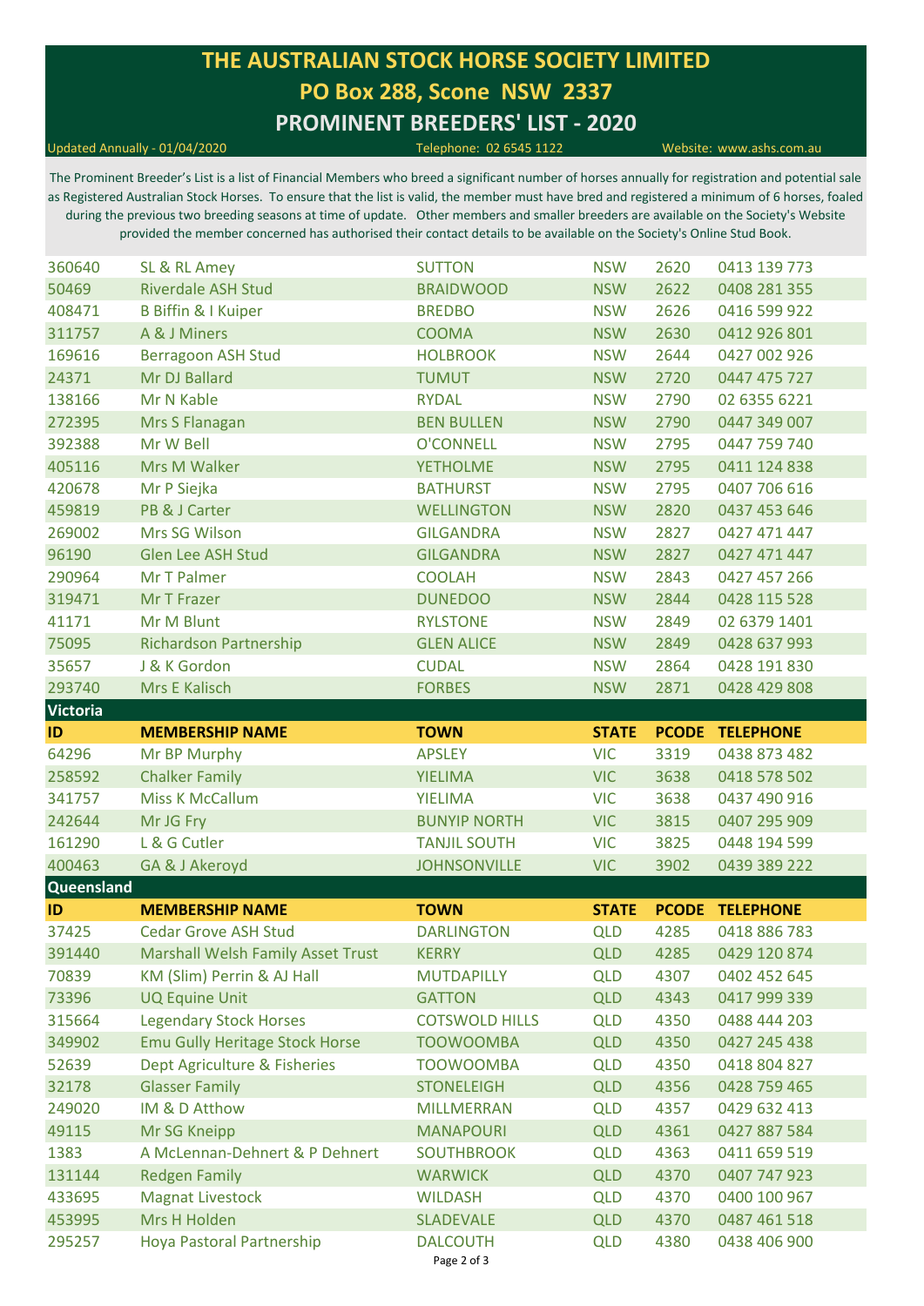# THE AUSTRALIAN STOCK HORSE SOCIETY LIMITED

## PO Box 288, Scone NSW 2337

## PROMINENT BREEDERS' LIST - 2020

Updated Annually - 01/04/2020 Telephone: 02 6545 1122 Website: www.ashs.com.au

The Prominent Breeder's List is a list of Financial Members who breed a significant number of horses annually for registration and potential sale as Registered Australian Stock Horses. To ensure that the list is valid, the member must have bred and registered a minimum of 6 horses, foaled during the previous two breeding seasons at time of update. Other members and smaller breeders are available on the Society's Website provided the member concerned has authorised their contact details to be available on the Society's Online Stud Book.

| ID | MEMBERSHIP NAME | TOWN | STATE | PCODE | TELEPHONE |
|---|---|---|---|---|---|
| 360640 | SL & RL Amey | SUTTON | NSW | 2620 | 0413 139 773 |
| 50469 | Riverdale ASH Stud | BRAIDWOOD | NSW | 2622 | 0408 281 355 |
| 408471 | B Biffin & I Kuiper | BREDBO | NSW | 2626 | 0416 599 922 |
| 311757 | A & J Miners | COOMA | NSW | 2630 | 0412 926 801 |
| 169616 | Berragoon ASH Stud | HOLBROOK | NSW | 2644 | 0427 002 926 |
| 24371 | Mr DJ Ballard | TUMUT | NSW | 2720 | 0447 475 727 |
| 138166 | Mr N Kable | RYDAL | NSW | 2790 | 02 6355 6221 |
| 272395 | Mrs S Flanagan | BEN BULLEN | NSW | 2790 | 0447 349 007 |
| 392388 | Mr W Bell | O'CONNELL | NSW | 2795 | 0447 759 740 |
| 405116 | Mrs M Walker | YETHOLME | NSW | 2795 | 0411 124 838 |
| 420678 | Mr P Siejka | BATHURST | NSW | 2795 | 0407 706 616 |
| 459819 | PB & J Carter | WELLINGTON | NSW | 2820 | 0437 453 646 |
| 269002 | Mrs SG Wilson | GILGANDRA | NSW | 2827 | 0427 471 447 |
| 96190 | Glen Lee ASH Stud | GILGANDRA | NSW | 2827 | 0427 471 447 |
| 290964 | Mr T Palmer | COOLAH | NSW | 2843 | 0427 457 266 |
| 319471 | Mr T Frazer | DUNEDOO | NSW | 2844 | 0428 115 528 |
| 41171 | Mr M Blunt | RYLSTONE | NSW | 2849 | 02 6379 1401 |
| 75095 | Richardson Partnership | GLEN ALICE | NSW | 2849 | 0428 637 993 |
| 35657 | J & K Gordon | CUDAL | NSW | 2864 | 0428 191 830 |
| 293740 | Mrs E Kalisch | FORBES | NSW | 2871 | 0428 429 808 |

### Victoria

| ID | MEMBERSHIP NAME | TOWN | STATE | PCODE | TELEPHONE |
|---|---|---|---|---|---|
| 64296 | Mr BP Murphy | APSLEY | VIC | 3319 | 0438 873 482 |
| 258592 | Chalker Family | YIELIMA | VIC | 3638 | 0418 578 502 |
| 341757 | Miss K McCallum | YIELIMA | VIC | 3638 | 0437 490 916 |
| 242644 | Mr JG Fry | BUNYIP NORTH | VIC | 3815 | 0407 295 909 |
| 161290 | L & G Cutler | TANJIL SOUTH | VIC | 3825 | 0448 194 599 |
| 400463 | GA & J Akeroyd | JOHNSONVILLE | VIC | 3902 | 0439 389 222 |

### Queensland

| ID | MEMBERSHIP NAME | TOWN | STATE | PCODE | TELEPHONE |
|---|---|---|---|---|---|
| 37425 | Cedar Grove ASH Stud | DARLINGTON | QLD | 4285 | 0418 886 783 |
| 391440 | Marshall Welsh Family Asset Trust | KERRY | QLD | 4285 | 0429 120 874 |
| 70839 | KM (Slim) Perrin & AJ Hall | MUTDAPILLY | QLD | 4307 | 0402 452 645 |
| 73396 | UQ Equine Unit | GATTON | QLD | 4343 | 0417 999 339 |
| 315664 | Legendary Stock Horses | COTSWOLD HILLS | QLD | 4350 | 0488 444 203 |
| 349902 | Emu Gully Heritage Stock Horse | TOOWOOMBA | QLD | 4350 | 0427 245 438 |
| 52639 | Dept Agriculture & Fisheries | TOOWOOMBA | QLD | 4350 | 0418 804 827 |
| 32178 | Glasser Family | STONELEIGH | QLD | 4356 | 0428 759 465 |
| 249020 | IM & D Atthow | MILLMERRAN | QLD | 4357 | 0429 632 413 |
| 49115 | Mr SG Kneipp | MANAPOURI | QLD | 4361 | 0427 887 584 |
| 1383 | A McLennan-Dehnert & P Dehnert | SOUTHBROOK | QLD | 4363 | 0411 659 519 |
| 131144 | Redgen Family | WARWICK | QLD | 4370 | 0407 747 923 |
| 433695 | Magnat Livestock | WILDASH | QLD | 4370 | 0400 100 967 |
| 453995 | Mrs H Holden | SLADEVALE | QLD | 4370 | 0487 461 518 |
| 295257 | Hoya Pastoral Partnership | DALCOUTH | QLD | 4380 | 0438 406 900 |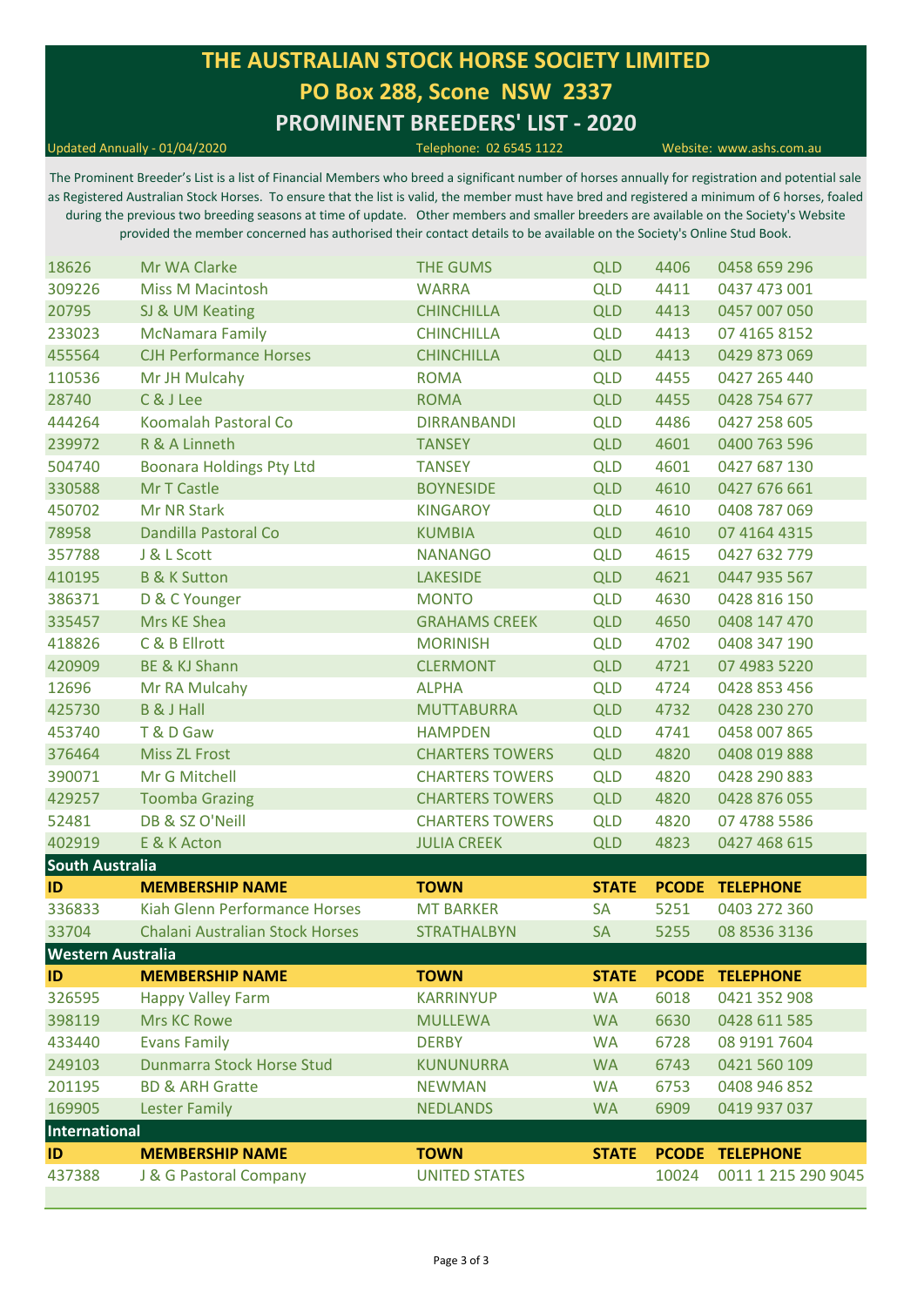# THE AUSTRALIAN STOCK HORSE SOCIETY LIMITED

## PO Box 288, Scone NSW 2337

## PROMINENT BREEDERS' LIST - 2020

Updated Annually - 01/04/2020 Telephone: 02 6545 1122 Website: www.ashs.com.au

The Prominent Breeder's List is a list of Financial Members who breed a significant number of horses annually for registration and potential sale as Registered Australian Stock Horses. To ensure that the list is valid, the member must have bred and registered a minimum of 6 horses, foaled during the previous two breeding seasons at time of update. Other members and smaller breeders are available on the Society's Website provided the member concerned has authorised their contact details to be available on the Society's Online Stud Book.

| | | | | | |
|---|---|---|---|---|---|
| 18626 | Mr WA Clarke | THE GUMS | QLD | 4406 | 0458 659 296 |
| 309226 | Miss M Macintosh | WARRA | QLD | 4411 | 0437 473 001 |
| 20795 | SJ & UM Keating | CHINCHILLA | QLD | 4413 | 0457 007 050 |
| 233023 | McNamara Family | CHINCHILLA | QLD | 4413 | 07 4165 8152 |
| 455564 | CJH Performance Horses | CHINCHILLA | QLD | 4413 | 0429 873 069 |
| 110536 | Mr JH Mulcahy | ROMA | QLD | 4455 | 0427 265 440 |
| 28740 | C & J Lee | ROMA | QLD | 4455 | 0428 754 677 |
| 444264 | Koomalah Pastoral Co | DIRRANBANDI | QLD | 4486 | 0427 258 605 |
| 239972 | R & A Linneth | TANSEY | QLD | 4601 | 0400 763 596 |
| 504740 | Boonara Holdings Pty Ltd | TANSEY | QLD | 4601 | 0427 687 130 |
| 330588 | Mr T Castle | BOYNESIDE | QLD | 4610 | 0427 676 661 |
| 450702 | Mr NR Stark | KINGAROY | QLD | 4610 | 0408 787 069 |
| 78958 | Dandilla Pastoral Co | KUMBIA | QLD | 4610 | 07 4164 4315 |
| 357788 | J & L Scott | NANANGO | QLD | 4615 | 0427 632 779 |
| 410195 | B & K Sutton | LAKESIDE | QLD | 4621 | 0447 935 567 |
| 386371 | D & C Younger | MONTO | QLD | 4630 | 0428 816 150 |
| 335457 | Mrs KE Shea | GRAHAMS CREEK | QLD | 4650 | 0408 147 470 |
| 418826 | C & B Ellrott | MORINISH | QLD | 4702 | 0408 347 190 |
| 420909 | BE & KJ Shann | CLERMONT | QLD | 4721 | 07 4983 5220 |
| 12696 | Mr RA Mulcahy | ALPHA | QLD | 4724 | 0428 853 456 |
| 425730 | B & J Hall | MUTTABURRA | QLD | 4732 | 0428 230 270 |
| 453740 | T & D Gaw | HAMPDEN | QLD | 4741 | 0458 007 865 |
| 376464 | Miss ZL Frost | CHARTERS TOWERS | QLD | 4820 | 0408 019 888 |
| 390071 | Mr G Mitchell | CHARTERS TOWERS | QLD | 4820 | 0428 290 883 |
| 429257 | Toomba Grazing | CHARTERS TOWERS | QLD | 4820 | 0428 876 055 |
| 52481 | DB & SZ O'Neill | CHARTERS TOWERS | QLD | 4820 | 07 4788 5586 |
| 402919 | E & K Acton | JULIA CREEK | QLD | 4823 | 0427 468 615 |

### South Australia

| ID | MEMBERSHIP NAME | TOWN | STATE | PCODE | TELEPHONE |
|---|---|---|---|---|---|
| 336833 | Kiah Glenn Performance Horses | MT BARKER | SA | 5251 | 0403 272 360 |
| 33704 | Chalani Australian Stock Horses | STRATHALBYN | SA | 5255 | 08 8536 3136 |

### Western Australia

| ID | MEMBERSHIP NAME | TOWN | STATE | PCODE | TELEPHONE |
|---|---|---|---|---|---|
| 326595 | Happy Valley Farm | KARRINYUP | WA | 6018 | 0421 352 908 |
| 398119 | Mrs KC Rowe | MULLEWA | WA | 6630 | 0428 611 585 |
| 433440 | Evans Family | DERBY | WA | 6728 | 08 9191 7604 |
| 249103 | Dunmarra Stock Horse Stud | KUNUNURRA | WA | 6743 | 0421 560 109 |
| 201195 | BD & ARH Gratte | NEWMAN | WA | 6753 | 0408 946 852 |
| 169905 | Lester Family | NEDLANDS | WA | 6909 | 0419 937 037 |

### International

| ID | MEMBERSHIP NAME | TOWN | STATE | PCODE | TELEPHONE |
|---|---|---|---|---|---|
| 437388 | J & G Pastoral Company | UNITED STATES | | 10024 | 0011 1 215 290 9045 |